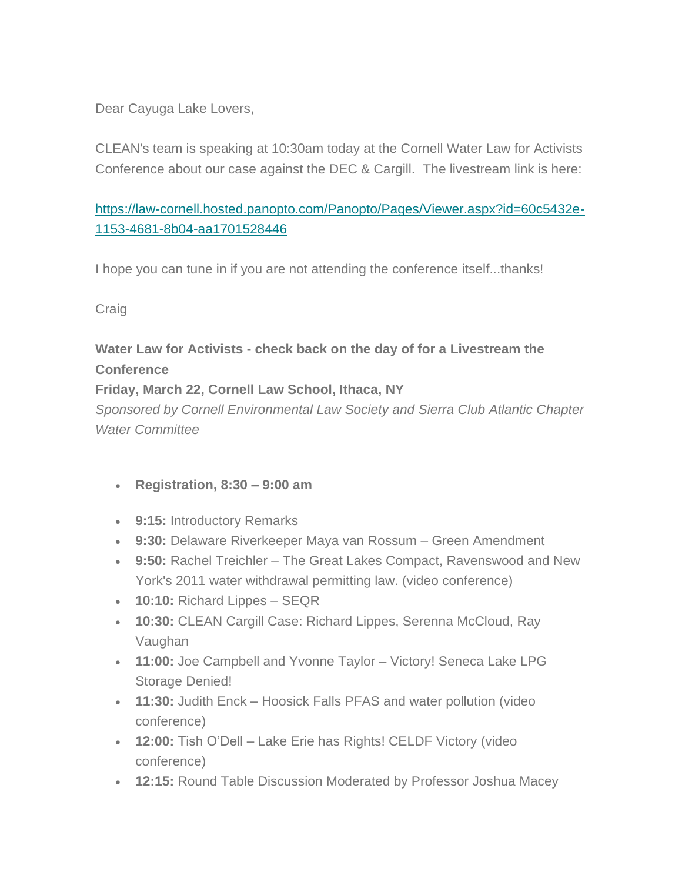Dear Cayuga Lake Lovers,

CLEAN's team is speaking at 10:30am today at the Cornell Water Law for Activists Conference about our case against the DEC & Cargill.  The livestream link is here:

[https://law-cornell.hosted.panopto.com/Panopto/Pages/Viewer.aspx?id=60c5432e-1153-4681-8b04-aa1701528446](https://law-cornell.hosted.panopto.com/Panopto/Pages/Viewer.aspx?id=60c5432e-1153-4681-8b04-aa1701528446)

I hope you can tune in if you are not attending the conference itself...thanks!

Craig

**Water Law for Activists - check back on the day of for a Livestream the Conference**
**Friday, March 22, Cornell Law School, Ithaca, NY**
*Sponsored by Cornell Environmental Law Society and Sierra Club Atlantic Chapter Water Committee*

- **Registration, 8:30 – 9:00 am**

- **9:15:** Introductory Remarks
- **9:30:** Delaware Riverkeeper Maya van Rossum – Green Amendment
- **9:50:** Rachel Treichler – The Great Lakes Compact, Ravenswood and New York's 2011 water withdrawal permitting law. (video conference)
- **10:10:** Richard Lippes – SEQR
- **10:30:** CLEAN Cargill Case: Richard Lippes, Serenna McCloud, Ray Vaughan
- **11:00:** Joe Campbell and Yvonne Taylor – Victory! Seneca Lake LPG Storage Denied!
- **11:30:** Judith Enck – Hoosick Falls PFAS and water pollution (video conference)
- **12:00:** Tish O'Dell – Lake Erie has Rights! CELDF Victory (video conference)
- **12:15:** Round Table Discussion Moderated by Professor Joshua Macey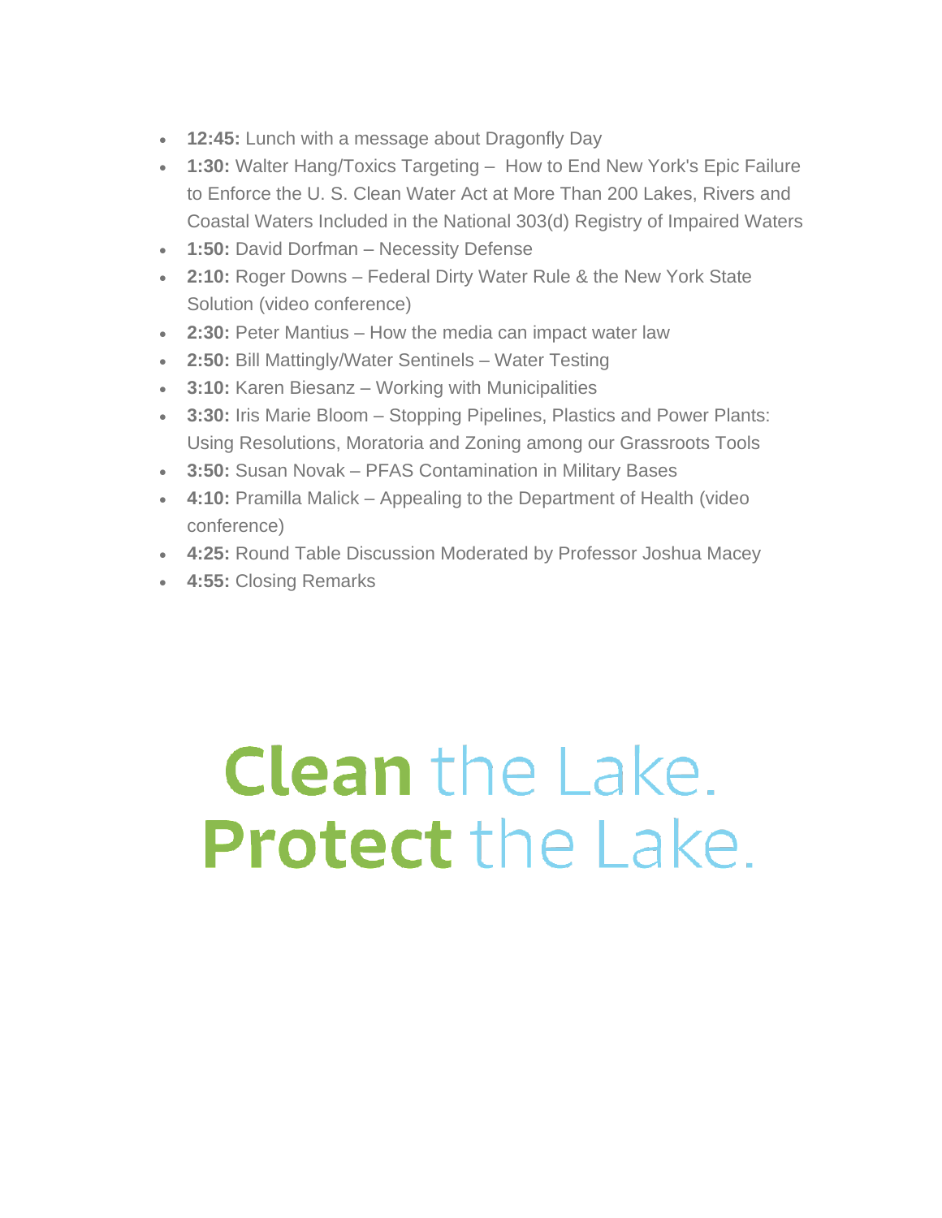- **12:45:** Lunch with a message about Dragonfly Day
- **1:30:** Walter Hang/Toxics Targeting – How to End New York's Epic Failure to Enforce the U. S. Clean Water Act at More Than 200 Lakes, Rivers and Coastal Waters Included in the National 303(d) Registry of Impaired Waters
- **1:50:** David Dorfman – Necessity Defense
- **2:10:** Roger Downs – Federal Dirty Water Rule & the New York State Solution (video conference)
- **2:30:** Peter Mantius – How the media can impact water law
- **2:50:** Bill Mattingly/Water Sentinels – Water Testing
- **3:10:** Karen Biesanz – Working with Municipalities
- **3:30:** Iris Marie Bloom – Stopping Pipelines, Plastics and Power Plants: Using Resolutions, Moratoria and Zoning among our Grassroots Tools
- **3:50:** Susan Novak – PFAS Contamination in Military Bases
- **4:10:** Pramilla Malick – Appealing to the Department of Health (video conference)
- **4:25:** Round Table Discussion Moderated by Professor Joshua Macey
- **4:55:** Closing Remarks

**Clean** the Lake.
**Protect** the Lake.